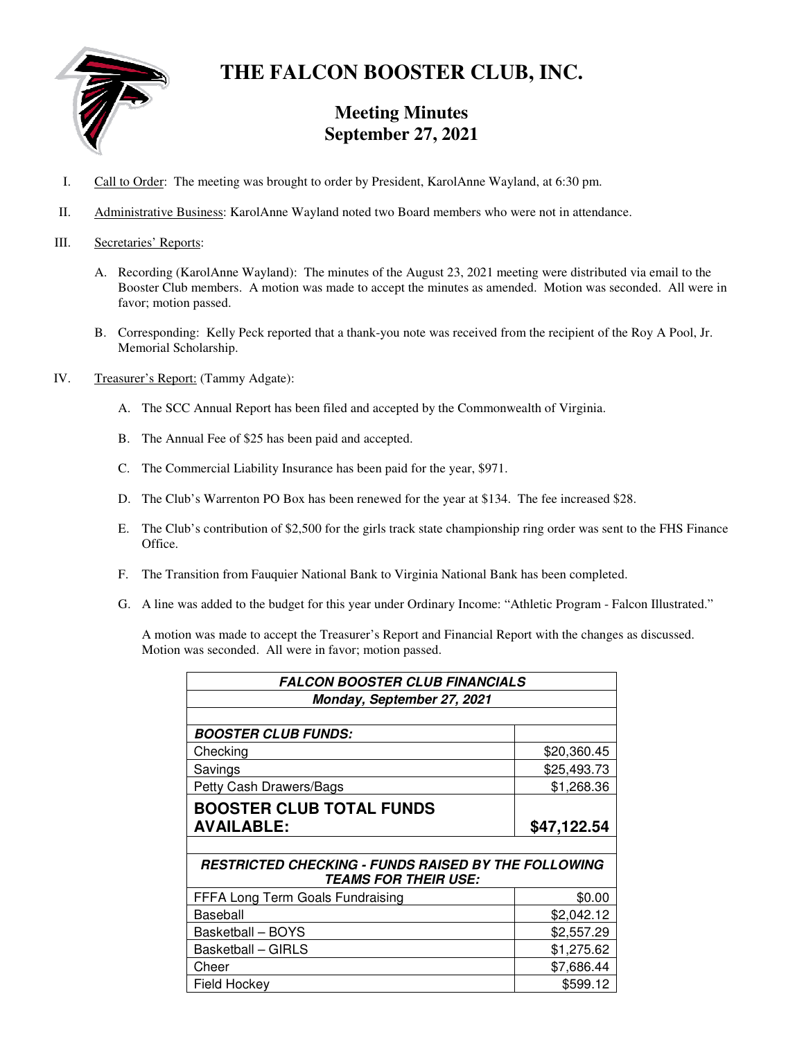# THE FALCON BOOSTER CLUB, INC.

## Meeting Minutes
## September 27, 2021

I. Call to Order: The meeting was brought to order by President, KarolAnne Wayland, at 6:30 pm.

II. Administrative Business: KarolAnne Wayland noted two Board members who were not in attendance.

III. Secretaries' Reports:

   A. Recording (KarolAnne Wayland): The minutes of the August 23, 2021 meeting were distributed via email to the Booster Club members. A motion was made to accept the minutes as amended. Motion was seconded. All were in favor; motion passed.

   B. Corresponding: Kelly Peck reported that a thank-you note was received from the recipient of the Roy A Pool, Jr. Memorial Scholarship.

IV. Treasurer's Report: (Tammy Adgate):

   A. The SCC Annual Report has been filed and accepted by the Commonwealth of Virginia.

   B. The Annual Fee of $25 has been paid and accepted.

   C. The Commercial Liability Insurance has been paid for the year, $971.

   D. The Club's Warrenton PO Box has been renewed for the year at $134. The fee increased $28.

   E. The Club's contribution of $2,500 for the girls track state championship ring order was sent to the FHS Finance Office.

   F. The Transition from Fauquier National Bank to Virginia National Bank has been completed.

   G. A line was added to the budget for this year under Ordinary Income: "Athletic Program - Falcon Illustrated."

   A motion was made to accept the Treasurer's Report and Financial Report with the changes as discussed. Motion was seconded. All were in favor; motion passed.

| ***FALCON BOOSTER CLUB FINANCIALS*** | |
|---|---|
| ***Monday, September 27, 2021*** | |
| | |
| ***BOOSTER CLUB FUNDS:*** | |
| Checking | $20,360.45 |
| Savings | $25,493.73 |
| Petty Cash Drawers/Bags | $1,268.36 |
| **BOOSTER CLUB TOTAL FUNDS AVAILABLE:** | **$47,122.54** |
| | |
| ***RESTRICTED CHECKING - FUNDS RAISED BY THE FOLLOWING TEAMS FOR THEIR USE:*** | |
| FFFA Long Term Goals Fundraising | $0.00 |
| Baseball | $2,042.12 |
| Basketball – BOYS | $2,557.29 |
| Basketball – GIRLS | $1,275.62 |
| Cheer | $7,686.44 |
| Field Hockey | $599.12 |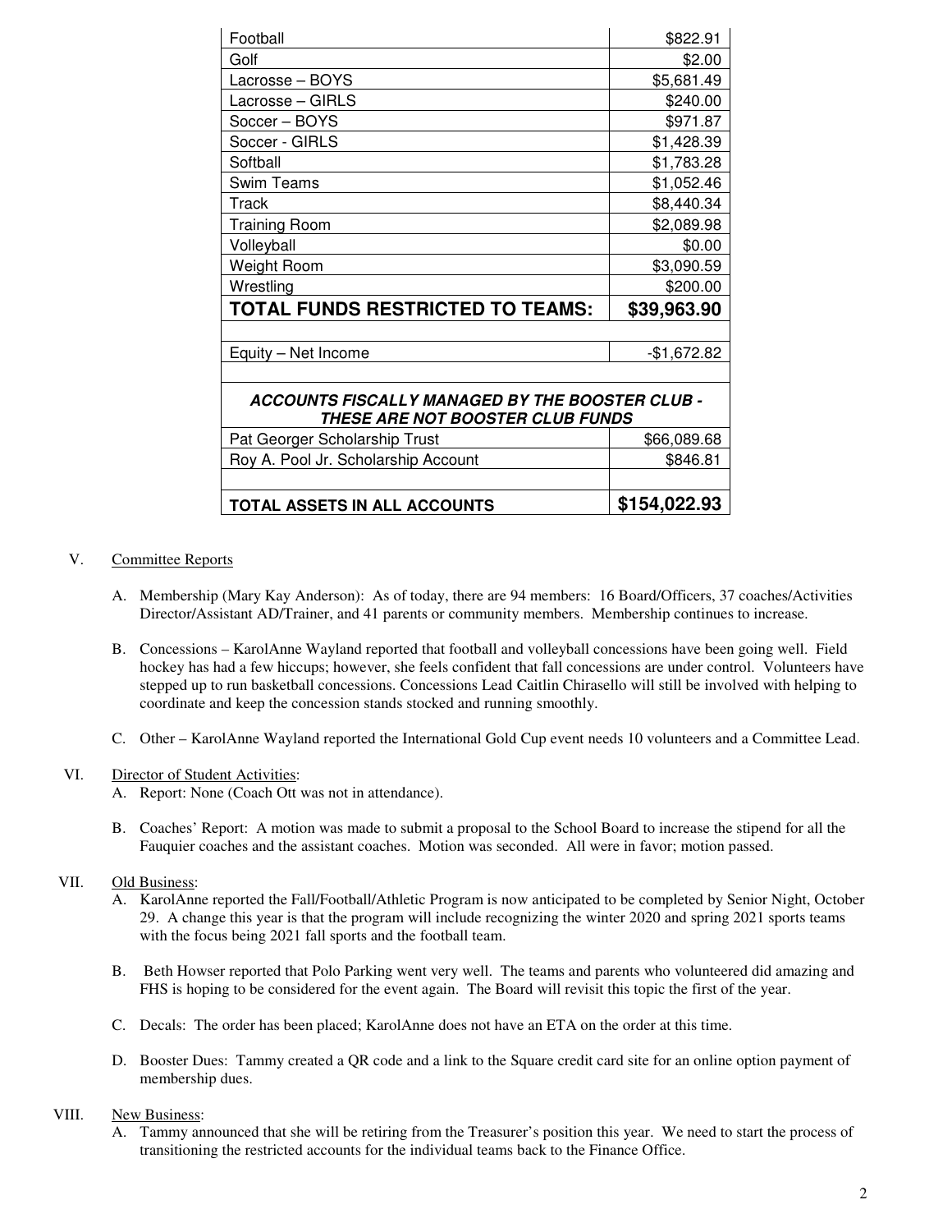| | |
|---|---|
| Football | $822.91 |
| Golf | $2.00 |
| Lacrosse – BOYS | $5,681.49 |
| Lacrosse – GIRLS | $240.00 |
| Soccer – BOYS | $971.87 |
| Soccer - GIRLS | $1,428.39 |
| Softball | $1,783.28 |
| Swim Teams | $1,052.46 |
| Track | $8,440.34 |
| Training Room | $2,089.98 |
| Volleyball | $0.00 |
| Weight Room | $3,090.59 |
| Wrestling | $200.00 |
| **TOTAL FUNDS RESTRICTED TO TEAMS:** | **$39,963.90** |
| | |
| Equity – Net Income | -$1,672.82 |
| | |
| ***ACCOUNTS FISCALLY MANAGED BY THE BOOSTER CLUB - THESE ARE NOT BOOSTER CLUB FUNDS*** | |
| Pat Georger Scholarship Trust | $66,089.68 |
| Roy A. Pool Jr. Scholarship Account | $846.81 |
| | |
| **TOTAL ASSETS IN ALL ACCOUNTS** | **$154,022.93** |

V. Committee Reports

A. Membership (Mary Kay Anderson): As of today, there are 94 members: 16 Board/Officers, 37 coaches/Activities Director/Assistant AD/Trainer, and 41 parents or community members. Membership continues to increase.

B. Concessions – KarolAnne Wayland reported that football and volleyball concessions have been going well. Field hockey has had a few hiccups; however, she feels confident that fall concessions are under control. Volunteers have stepped up to run basketball concessions. Concessions Lead Caitlin Chirasello will still be involved with helping to coordinate and keep the concession stands stocked and running smoothly.

C. Other – KarolAnne Wayland reported the International Gold Cup event needs 10 volunteers and a Committee Lead.

VI. Director of Student Activities:

A. Report: None (Coach Ott was not in attendance).

B. Coaches' Report: A motion was made to submit a proposal to the School Board to increase the stipend for all the Fauquier coaches and the assistant coaches. Motion was seconded. All were in favor; motion passed.

VII. Old Business:

A. KarolAnne reported the Fall/Football/Athletic Program is now anticipated to be completed by Senior Night, October 29. A change this year is that the program will include recognizing the winter 2020 and spring 2021 sports teams with the focus being 2021 fall sports and the football team.

B. Beth Howser reported that Polo Parking went very well. The teams and parents who volunteered did amazing and FHS is hoping to be considered for the event again. The Board will revisit this topic the first of the year.

C. Decals: The order has been placed; KarolAnne does not have an ETA on the order at this time.

D. Booster Dues: Tammy created a QR code and a link to the Square credit card site for an online option payment of membership dues.

VIII. New Business:

A. Tammy announced that she will be retiring from the Treasurer's position this year. We need to start the process of transitioning the restricted accounts for the individual teams back to the Finance Office.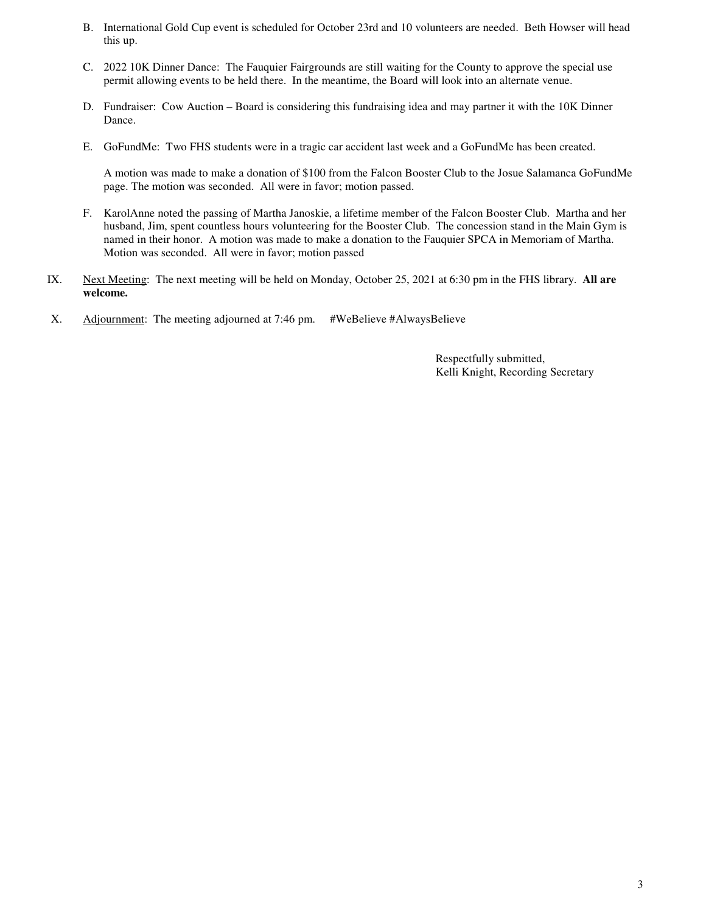B. International Gold Cup event is scheduled for October 23rd and 10 volunteers are needed. Beth Howser will head this up.

C. 2022 10K Dinner Dance: The Fauquier Fairgrounds are still waiting for the County to approve the special use permit allowing events to be held there. In the meantime, the Board will look into an alternate venue.

D. Fundraiser: Cow Auction – Board is considering this fundraising idea and may partner it with the 10K Dinner Dance.

E. GoFundMe: Two FHS students were in a tragic car accident last week and a GoFundMe has been created.

   A motion was made to make a donation of $100 from the Falcon Booster Club to the Josue Salamanca GoFundMe page. The motion was seconded. All were in favor; motion passed.

F. KarolAnne noted the passing of Martha Janoskie, a lifetime member of the Falcon Booster Club. Martha and her husband, Jim, spent countless hours volunteering for the Booster Club. The concession stand in the Main Gym is named in their honor. A motion was made to make a donation to the Fauquier SPCA in Memoriam of Martha. Motion was seconded. All were in favor; motion passed

IX. Next Meeting: The next meeting will be held on Monday, October 25, 2021 at 6:30 pm in the FHS library. **All are welcome.**

X. Adjournment: The meeting adjourned at 7:46 pm. #WeBelieve #AlwaysBelieve

Respectfully submitted,
Kelli Knight, Recording Secretary